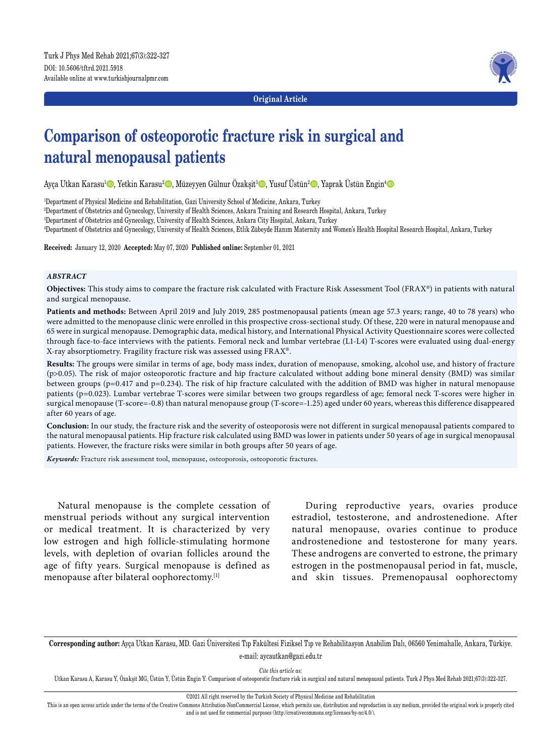Original Article

# Comparison of osteoporotic fracture risk in surgical and natural menopausal patients

Ayça Utkan Karasu[1], Yetkin Karasu[2], Müzeyyen Gülnur Özakşit[3], Yusuf Üstün[2], Yaprak Üstün Engin[4]

[1]Department of Physical Medicine and Rehabilitation, Gazi University School of Medicine, Ankara, Turkey
[2]Department of Obstetrics and Gynecology, University of Health Sciences, Ankara Training and Research Hospital, Ankara, Turkey
[3]Department of Obstetrics and Gynecology, University of Health Sciences, Ankara City Hospital, Ankara, Turkey
[4]Department of Obstetrics and Gynecology, University of Health Sciences, Etlik Zübeyde Hanım Maternity and Women's Health Hospital Research Hospital, Ankara, Turkey

**Received:** January 12, 2020 **Accepted:** May 07, 2020 **Published online:** September 01, 2021

### *ABSTRACT*

**Objectives:** This study aims to compare the fracture risk calculated with Fracture Risk Assessment Tool (FRAX®) in patients with natural and surgical menopause.

**Patients and methods:** Between April 2019 and July 2019, 285 postmenopausal patients (mean age 57.3 years; range, 40 to 78 years) who were admitted to the menopause clinic were enrolled in this prospective cross-sectional study. Of these, 220 were in natural menopause and 65 were in surgical menopause. Demographic data, medical history, and International Physical Activity Questionnaire scores were collected through face-to-face interviews with the patients. Femoral neck and lumbar vertebrae (L1-L4) T-scores were evaluated using dual-energy X-ray absorptiometry. Fragility fracture risk was assessed using FRAX®.

**Results:** The groups were similar in terms of age, body mass index, duration of menopause, smoking, alcohol use, and history of fracture (p>0.05). The risk of major osteoporotic fracture and hip fracture calculated without adding bone mineral density (BMD) was similar between groups (p=0.417 and p=0.234). The risk of hip fracture calculated with the addition of BMD was higher in natural menopause patients (p=0.023). Lumbar vertebrae T-scores were similar between two groups regardless of age; femoral neck T-scores were higher in surgical menopause (T-score=-0.8) than natural menopause group (T-score=-1.25) aged under 60 years, whereas this difference disappeared after 60 years of age.

**Conclusion:** In our study, the fracture risk and the severity of osteoporosis were not different in surgical menopausal patients compared to the natural menopausal patients. Hip fracture risk calculated using BMD was lower in patients under 50 years of age in surgical menopausal patients. However, the fracture risks were similar in both groups after 50 years of age.

***Keywords:*** Fracture risk assessment tool, menopause, osteoporosis, osteoporotic fractures.

Natural menopause is the complete cessation of menstrual periods without any surgical intervention or medical treatment. It is characterized by very low estrogen and high follicle-stimulating hormone levels, with depletion of ovarian follicles around the age of fifty years. Surgical menopause is defined as menopause after bilateral oophorectomy.[1]

During reproductive years, ovaries produce estradiol, testosterone, and androstenedione. After natural menopause, ovaries continue to produce androstenedione and testosterone for many years. These androgens are converted to estrone, the primary estrogen in the postmenopausal period in fat, muscle, and skin tissues. Premenopausal oophorectomy

**Corresponding author:** Ayça Utkan Karasu, MD. Gazi Üniversitesi Tıp Fakültesi Fiziksel Tıp ve Rehabilitasyon Anabilim Dalı, 06560 Yenimahalle, Ankara, Türkiye. e-mail: aycautkan@gazi.edu.tr

*Cite this article as:*
Utkan Karasu A, Karasu Y, Özakşit MG, Üstün Y, Üstün Engin Y. Comparison of osteoporotic fracture risk in surgical and natural menopausal patients. Turk J Phys Med Rehab 2021;67(3):322-327.

©2021 All right reserved by the Turkish Society of Physical Medicine and Rehabilitation

This is an open access article under the terms of the Creative Commons Attribution-NonCommercial License, which permits use, distribution and reproduction in any medium, provided the original work is properly cited and is not used for commercial purposes (http://creativecommons.org/licenses/by-nc/4.0/).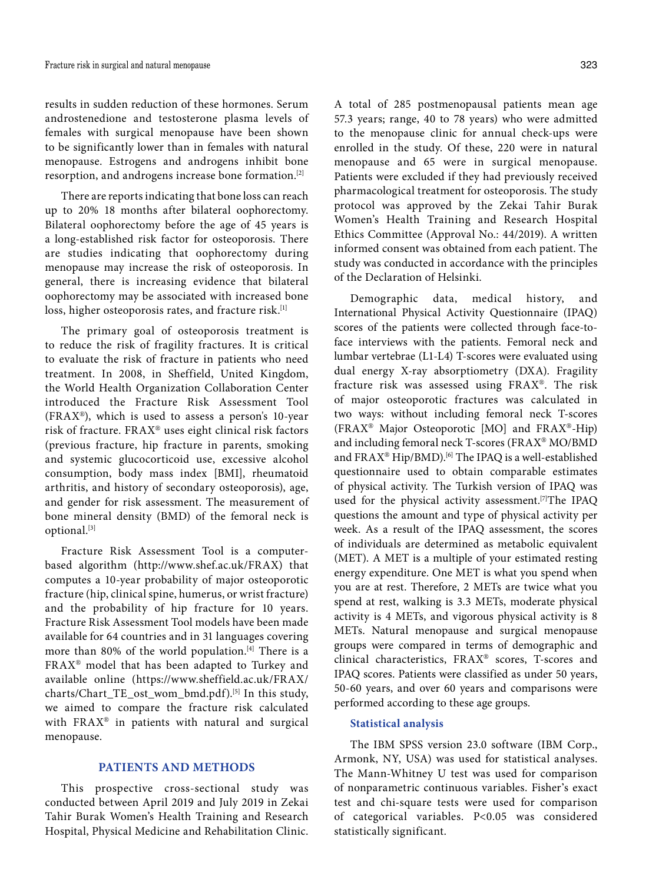results in sudden reduction of these hormones. Serum androstenedione and testosterone plasma levels of females with surgical menopause have been shown to be significantly lower than in females with natural menopause. Estrogens and androgens inhibit bone resorption, and androgens increase bone formation.[2]

There are reports indicating that bone loss can reach up to 20% 18 months after bilateral oophorectomy. Bilateral oophorectomy before the age of 45 years is a long-established risk factor for osteoporosis. There are studies indicating that oophorectomy during menopause may increase the risk of osteoporosis. In general, there is increasing evidence that bilateral oophorectomy may be associated with increased bone loss, higher osteoporosis rates, and fracture risk.[1]

The primary goal of osteoporosis treatment is to reduce the risk of fragility fractures. It is critical to evaluate the risk of fracture in patients who need treatment. In 2008, in Sheffield, United Kingdom, the World Health Organization Collaboration Center introduced the Fracture Risk Assessment Tool (FRAX®), which is used to assess a person's 10-year risk of fracture. FRAX® uses eight clinical risk factors (previous fracture, hip fracture in parents, smoking and systemic glucocorticoid use, excessive alcohol consumption, body mass index [BMI], rheumatoid arthritis, and history of secondary osteoporosis), age, and gender for risk assessment. The measurement of bone mineral density (BMD) of the femoral neck is optional.[3]

Fracture Risk Assessment Tool is a computer-based algorithm (http://www.shef.ac.uk/FRAX) that computes a 10-year probability of major osteoporotic fracture (hip, clinical spine, humerus, or wrist fracture) and the probability of hip fracture for 10 years. Fracture Risk Assessment Tool models have been made available for 64 countries and in 31 languages covering more than 80% of the world population.[4] There is a FRAX® model that has been adapted to Turkey and available online (https://www.sheffield.ac.uk/FRAX/charts/Chart_TE_ost_wom_bmd.pdf).[5] In this study, we aimed to compare the fracture risk calculated with FRAX® in patients with natural and surgical menopause.

## PATIENTS AND METHODS

This prospective cross-sectional study was conducted between April 2019 and July 2019 in Zekai Tahir Burak Women's Health Training and Research Hospital, Physical Medicine and Rehabilitation Clinic. A total of 285 postmenopausal patients mean age 57.3 years; range, 40 to 78 years) who were admitted to the menopause clinic for annual check-ups were enrolled in the study. Of these, 220 were in natural menopause and 65 were in surgical menopause. Patients were excluded if they had previously received pharmacological treatment for osteoporosis. The study protocol was approved by the Zekai Tahir Burak Women's Health Training and Research Hospital Ethics Committee (Approval No.: 44/2019). A written informed consent was obtained from each patient. The study was conducted in accordance with the principles of the Declaration of Helsinki.

Demographic data, medical history, and International Physical Activity Questionnaire (IPAQ) scores of the patients were collected through face-to-face interviews with the patients. Femoral neck and lumbar vertebrae (L1-L4) T-scores were evaluated using dual energy X-ray absorptiometry (DXA). Fragility fracture risk was assessed using FRAX®. The risk of major osteoporotic fractures was calculated in two ways: without including femoral neck T-scores (FRAX® Major Osteoporotic [MO] and FRAX®-Hip) and including femoral neck T-scores (FRAX® MO/BMD and FRAX® Hip/BMD).[6] The IPAQ is a well-established questionnaire used to obtain comparable estimates of physical activity. The Turkish version of IPAQ was used for the physical activity assessment.[7]The IPAQ questions the amount and type of physical activity per week. As a result of the IPAQ assessment, the scores of individuals are determined as metabolic equivalent (MET). A MET is a multiple of your estimated resting energy expenditure. One MET is what you spend when you are at rest. Therefore, 2 METs are twice what you spend at rest, walking is 3.3 METs, moderate physical activity is 4 METs, and vigorous physical activity is 8 METs. Natural menopause and surgical menopause groups were compared in terms of demographic and clinical characteristics, FRAX® scores, T-scores and IPAQ scores. Patients were classified as under 50 years, 50-60 years, and over 60 years and comparisons were performed according to these age groups.

### Statistical analysis

The IBM SPSS version 23.0 software (IBM Corp., Armonk, NY, USA) was used for statistical analyses. The Mann-Whitney U test was used for comparison of nonparametric continuous variables. Fisher's exact test and chi-square tests were used for comparison of categorical variables. $P<0.05$ was considered statistically significant.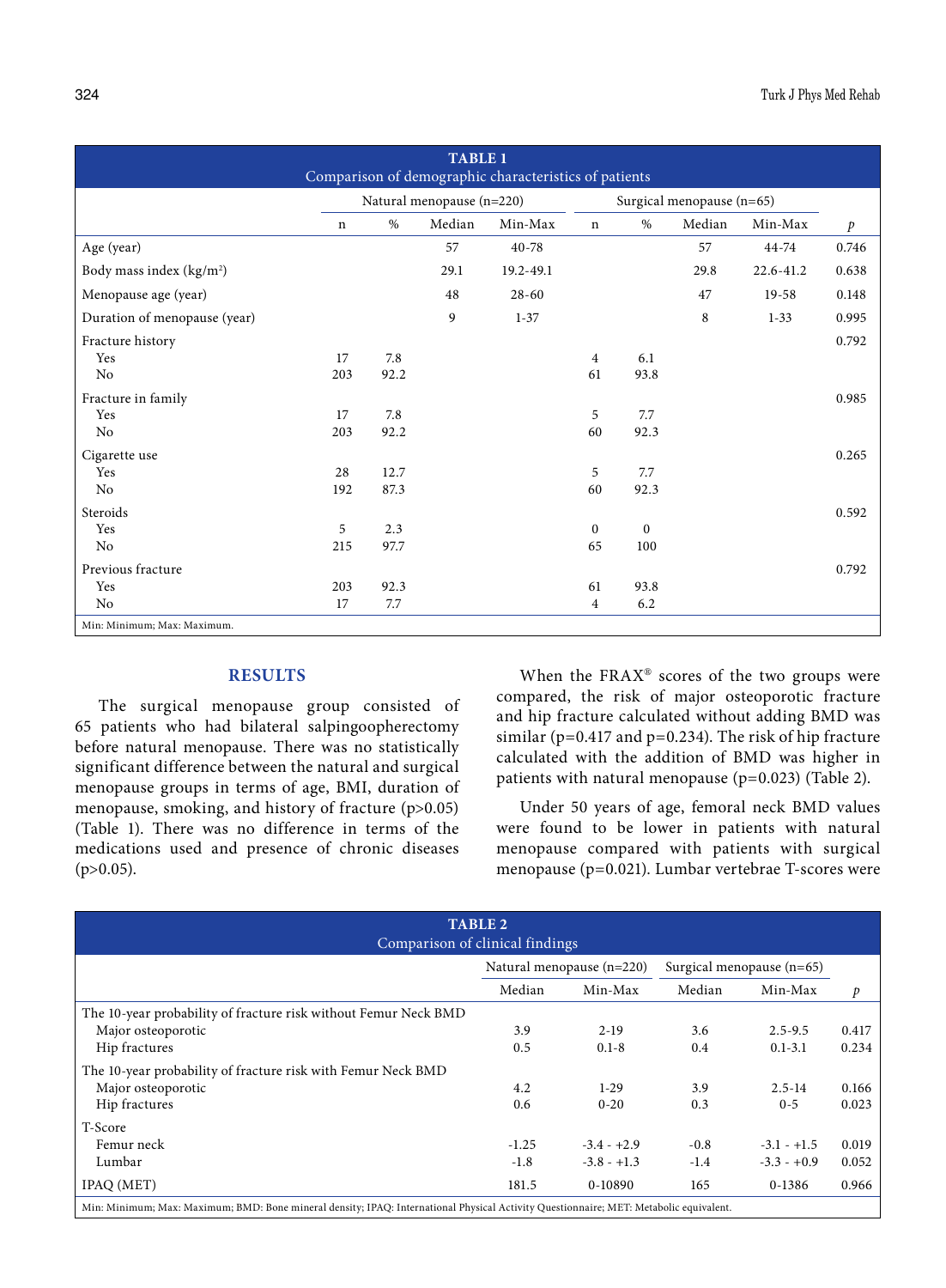**TABLE 1**
Comparison of demographic characteristics of patients

| | Natural menopause (n=220) | | | | Surgical menopause (n=65) | | | | |
|---|---|---|---|---|---|---|---|---|---|
| | n | % | Median | Min-Max | n | % | Median | Min-Max | *p* |
| Age (year) | | | 57 | 40-78 | | | 57 | 44-74 | 0.746 |
| Body mass index (kg/m²) | | | 29.1 | 19.2-49.1 | | | 29.8 | 22.6-41.2 | 0.638 |
| Menopause age (year) | | | 48 | 28-60 | | | 47 | 19-58 | 0.148 |
| Duration of menopause (year) | | | 9 | 1-37 | | | 8 | 1-33 | 0.995 |
| Fracture history | | | | | | | | | 0.792 |
| Yes | 17 | 7.8 | | | 4 | 6.1 | | | |
| No | 203 | 92.2 | | | 61 | 93.8 | | | |
| Fracture in family | | | | | | | | | 0.985 |
| Yes | 17 | 7.8 | | | 5 | 7.7 | | | |
| No | 203 | 92.2 | | | 60 | 92.3 | | | |
| Cigarette use | | | | | | | | | 0.265 |
| Yes | 28 | 12.7 | | | 5 | 7.7 | | | |
| No | 192 | 87.3 | | | 60 | 92.3 | | | |
| Steroids | | | | | | | | | 0.592 |
| Yes | 5 | 2.3 | | | 0 | 0 | | | |
| No | 215 | 97.7 | | | 65 | 100 | | | |
| Previous fracture | | | | | | | | | 0.792 |
| Yes | 203 | 92.3 | | | 61 | 93.8 | | | |
| No | 17 | 7.7 | | | 4 | 6.2 | | | |

Min: Minimum; Max: Maximum.

## RESULTS

The surgical menopause group consisted of 65 patients who had bilateral salpingoopherectomy before natural menopause. There was no statistically significant difference between the natural and surgical menopause groups in terms of age, BMI, duration of menopause, smoking, and history of fracture (p>0.05) (Table 1). There was no difference in terms of the medications used and presence of chronic diseases (p>0.05).

When the FRAX® scores of the two groups were compared, the risk of major osteoporotic fracture and hip fracture calculated without adding BMD was similar (p=0.417 and p=0.234). The risk of hip fracture calculated with the addition of BMD was higher in patients with natural menopause (p=0.023) (Table 2).

Under 50 years of age, femoral neck BMD values were found to be lower in patients with natural menopause compared with patients with surgical menopause (p=0.021). Lumbar vertebrae T-scores were

**TABLE 2**
Comparison of clinical findings

| | Natural menopause (n=220) | | Surgical menopause (n=65) | | |
|---|---|---|---|---|---|
| | Median | Min-Max | Median | Min-Max | *p* |
| The 10-year probability of fracture risk without Femur Neck BMD | | | | | |
| Major osteoporotic | 3.9 | 2-19 | 3.6 | 2.5-9.5 | 0.417 |
| Hip fractures | 0.5 | 0.1-8 | 0.4 | 0.1-3.1 | 0.234 |
| The 10-year probability of fracture risk with Femur Neck BMD | | | | | |
| Major osteoporotic | 4.2 | 1-29 | 3.9 | 2.5-14 | 0.166 |
| Hip fractures | 0.6 | 0-20 | 0.3 | 0-5 | 0.023 |
| T-Score | | | | | |
| Femur neck | -1.25 | -3.4 - +2.9 | -0.8 | -3.1 - +1.5 | 0.019 |
| Lumbar | -1.8 | -3.8 - +1.3 | -1.4 | -3.3 - +0.9 | 0.052 |
| IPAQ (MET) | 181.5 | 0-10890 | 165 | 0-1386 | 0.966 |

Min: Minimum; Max: Maximum; BMD: Bone mineral density; IPAQ: International Physical Activity Questionnaire; MET: Metabolic equivalent.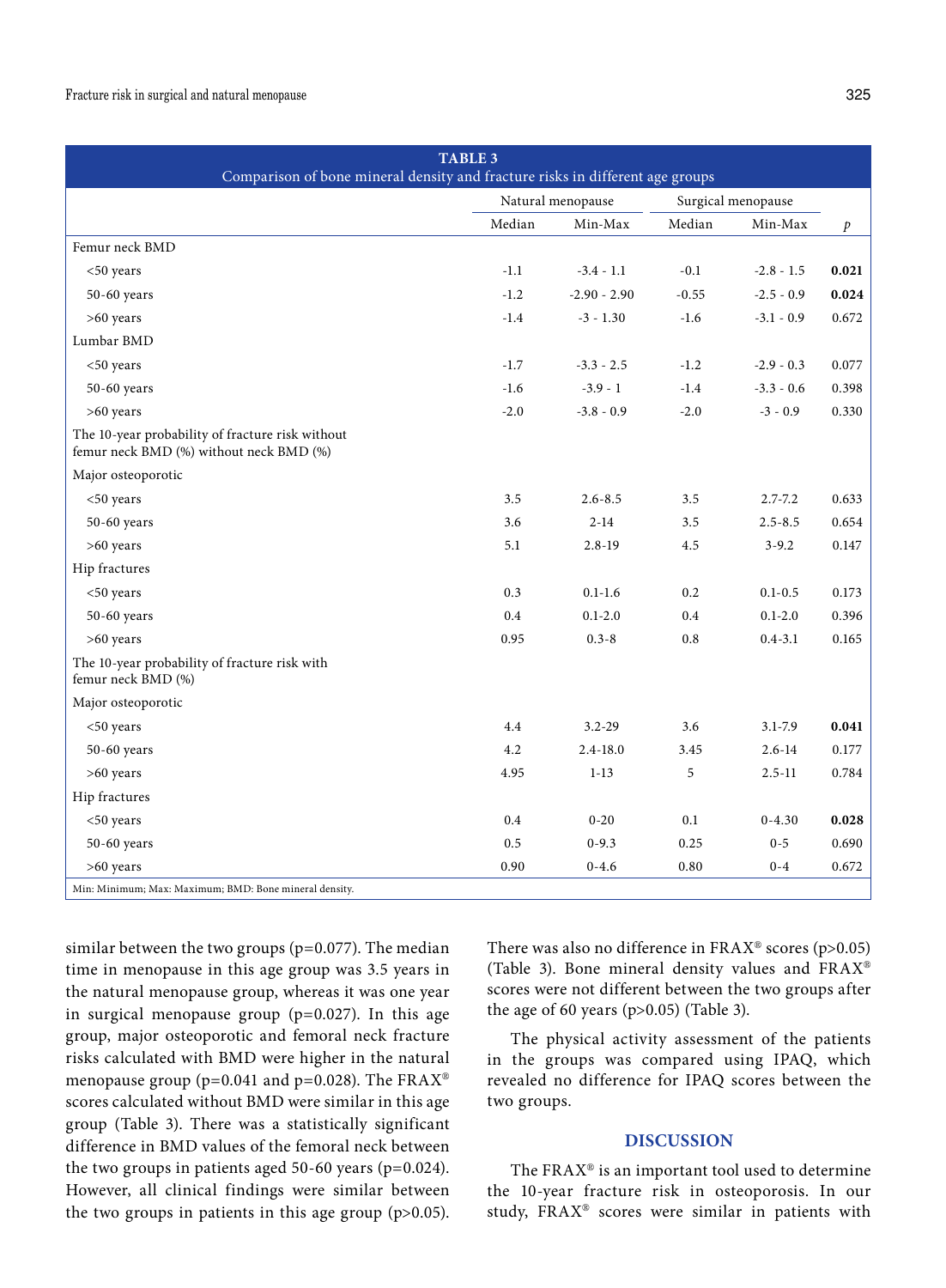**TABLE 3**
Comparison of bone mineral density and fracture risks in different age groups

| | Natural menopause | | Surgical menopause | | |
|---|---|---|---|---|---|
| | Median | Min-Max | Median | Min-Max | *p* |
| Femur neck BMD | | | | | |
| <50 years | -1.1 | -3.4 - 1.1 | -0.1 | -2.8 - 1.5 | **0.021** |
| 50-60 years | -1.2 | -2.90 - 2.90 | -0.55 | -2.5 - 0.9 | **0.024** |
| >60 years | -1.4 | -3 - 1.30 | -1.6 | -3.1 - 0.9 | 0.672 |
| Lumbar BMD | | | | | |
| <50 years | -1.7 | -3.3 - 2.5 | -1.2 | -2.9 - 0.3 | 0.077 |
| 50-60 years | -1.6 | -3.9 - 1 | -1.4 | -3.3 - 0.6 | 0.398 |
| >60 years | -2.0 | -3.8 - 0.9 | -2.0 | -3 - 0.9 | 0.330 |
| The 10-year probability of fracture risk without femur neck BMD (%) without neck BMD (%) | | | | | |
| Major osteoporotic | | | | | |
| <50 years | 3.5 | 2.6-8.5 | 3.5 | 2.7-7.2 | 0.633 |
| 50-60 years | 3.6 | 2-14 | 3.5 | 2.5-8.5 | 0.654 |
| >60 years | 5.1 | 2.8-19 | 4.5 | 3-9.2 | 0.147 |
| Hip fractures | | | | | |
| <50 years | 0.3 | 0.1-1.6 | 0.2 | 0.1-0.5 | 0.173 |
| 50-60 years | 0.4 | 0.1-2.0 | 0.4 | 0.1-2.0 | 0.396 |
| >60 years | 0.95 | 0.3-8 | 0.8 | 0.4-3.1 | 0.165 |
| The 10-year probability of fracture risk with femur neck BMD (%) | | | | | |
| Major osteoporotic | | | | | |
| <50 years | 4.4 | 3.2-29 | 3.6 | 3.1-7.9 | **0.041** |
| 50-60 years | 4.2 | 2.4-18.0 | 3.45 | 2.6-14 | 0.177 |
| >60 years | 4.95 | 1-13 | 5 | 2.5-11 | 0.784 |
| Hip fractures | | | | | |
| <50 years | 0.4 | 0-20 | 0.1 | 0-4.30 | **0.028** |
| 50-60 years | 0.5 | 0-9.3 | 0.25 | 0-5 | 0.690 |
| >60 years | 0.90 | 0-4.6 | 0.80 | 0-4 | 0.672 |

Min: Minimum; Max: Maximum; BMD: Bone mineral density.

similar between the two groups (p=0.077). The median time in menopause in this age group was 3.5 years in the natural menopause group, whereas it was one year in surgical menopause group (p=0.027). In this age group, major osteoporotic and femoral neck fracture risks calculated with BMD were higher in the natural menopause group (p=0.041 and p=0.028). The FRAX® scores calculated without BMD were similar in this age group (Table 3). There was a statistically significant difference in BMD values of the femoral neck between the two groups in patients aged 50-60 years (p=0.024). However, all clinical findings were similar between the two groups in patients in this age group (p>0.05). There was also no difference in FRAX® scores (p>0.05) (Table 3). Bone mineral density values and FRAX® scores were not different between the two groups after the age of 60 years (p>0.05) (Table 3).

The physical activity assessment of the patients in the groups was compared using IPAQ, which revealed no difference for IPAQ scores between the two groups.

## DISCUSSION

The FRAX® is an important tool used to determine the 10-year fracture risk in osteoporosis. In our study, FRAX® scores were similar in patients with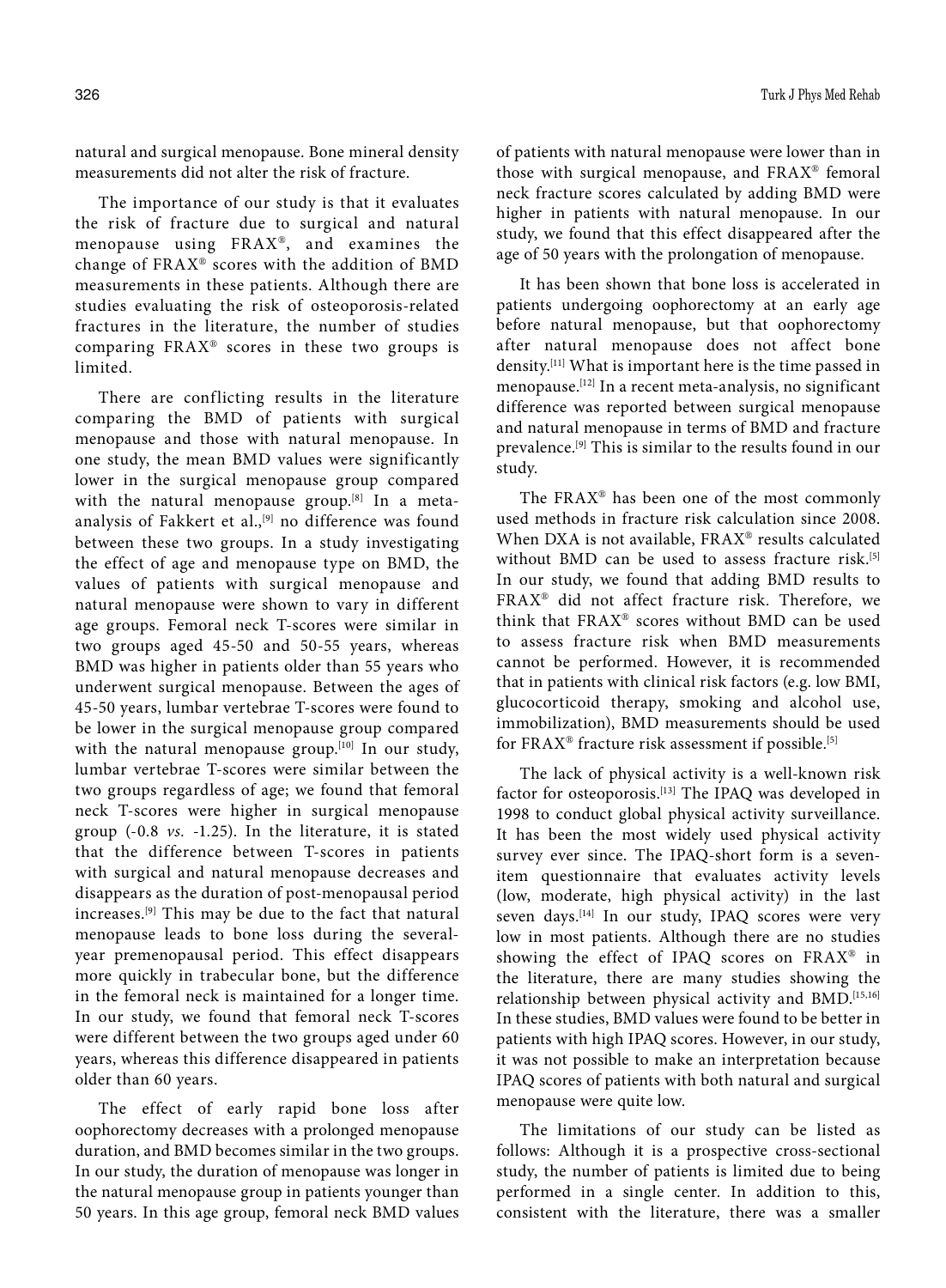natural and surgical menopause. Bone mineral density measurements did not alter the risk of fracture.

The importance of our study is that it evaluates the risk of fracture due to surgical and natural menopause using FRAX®, and examines the change of FRAX® scores with the addition of BMD measurements in these patients. Although there are studies evaluating the risk of osteoporosis-related fractures in the literature, the number of studies comparing FRAX® scores in these two groups is limited.

There are conflicting results in the literature comparing the BMD of patients with surgical menopause and those with natural menopause. In one study, the mean BMD values were significantly lower in the surgical menopause group compared with the natural menopause group.[8] In a meta-analysis of Fakkert et al.,[9] no difference was found between these two groups. In a study investigating the effect of age and menopause type on BMD, the values of patients with surgical menopause and natural menopause were shown to vary in different age groups. Femoral neck T-scores were similar in two groups aged 45-50 and 50-55 years, whereas BMD was higher in patients older than 55 years who underwent surgical menopause. Between the ages of 45-50 years, lumbar vertebrae T-scores were found to be lower in the surgical menopause group compared with the natural menopause group.[10] In our study, lumbar vertebrae T-scores were similar between the two groups regardless of age; we found that femoral neck T-scores were higher in surgical menopause group (-0.8 *vs.* -1.25). In the literature, it is stated that the difference between T-scores in patients with surgical and natural menopause decreases and disappears as the duration of post-menopausal period increases.[9] This may be due to the fact that natural menopause leads to bone loss during the several-year premenopausal period. This effect disappears more quickly in trabecular bone, but the difference in the femoral neck is maintained for a longer time. In our study, we found that femoral neck T-scores were different between the two groups aged under 60 years, whereas this difference disappeared in patients older than 60 years.

The effect of early rapid bone loss after oophorectomy decreases with a prolonged menopause duration, and BMD becomes similar in the two groups. In our study, the duration of menopause was longer in the natural menopause group in patients younger than 50 years. In this age group, femoral neck BMD values of patients with natural menopause were lower than in those with surgical menopause, and FRAX® femoral neck fracture scores calculated by adding BMD were higher in patients with natural menopause. In our study, we found that this effect disappeared after the age of 50 years with the prolongation of menopause.

It has been shown that bone loss is accelerated in patients undergoing oophorectomy at an early age before natural menopause, but that oophorectomy after natural menopause does not affect bone density.[11] What is important here is the time passed in menopause.[12] In a recent meta-analysis, no significant difference was reported between surgical menopause and natural menopause in terms of BMD and fracture prevalence.[9] This is similar to the results found in our study.

The FRAX® has been one of the most commonly used methods in fracture risk calculation since 2008. When DXA is not available, FRAX® results calculated without BMD can be used to assess fracture risk.[5] In our study, we found that adding BMD results to FRAX® did not affect fracture risk. Therefore, we think that FRAX® scores without BMD can be used to assess fracture risk when BMD measurements cannot be performed. However, it is recommended that in patients with clinical risk factors (e.g. low BMI, glucocorticoid therapy, smoking and alcohol use, immobilization), BMD measurements should be used for FRAX® fracture risk assessment if possible.[5]

The lack of physical activity is a well-known risk factor for osteoporosis.[13] The IPAQ was developed in 1998 to conduct global physical activity surveillance. It has been the most widely used physical activity survey ever since. The IPAQ-short form is a seven-item questionnaire that evaluates activity levels (low, moderate, high physical activity) in the last seven days.[14] In our study, IPAQ scores were very low in most patients. Although there are no studies showing the effect of IPAQ scores on FRAX® in the literature, there are many studies showing the relationship between physical activity and BMD.[15,16] In these studies, BMD values were found to be better in patients with high IPAQ scores. However, in our study, it was not possible to make an interpretation because IPAQ scores of patients with both natural and surgical menopause were quite low.

The limitations of our study can be listed as follows: Although it is a prospective cross-sectional study, the number of patients is limited due to being performed in a single center. In addition to this, consistent with the literature, there was a smaller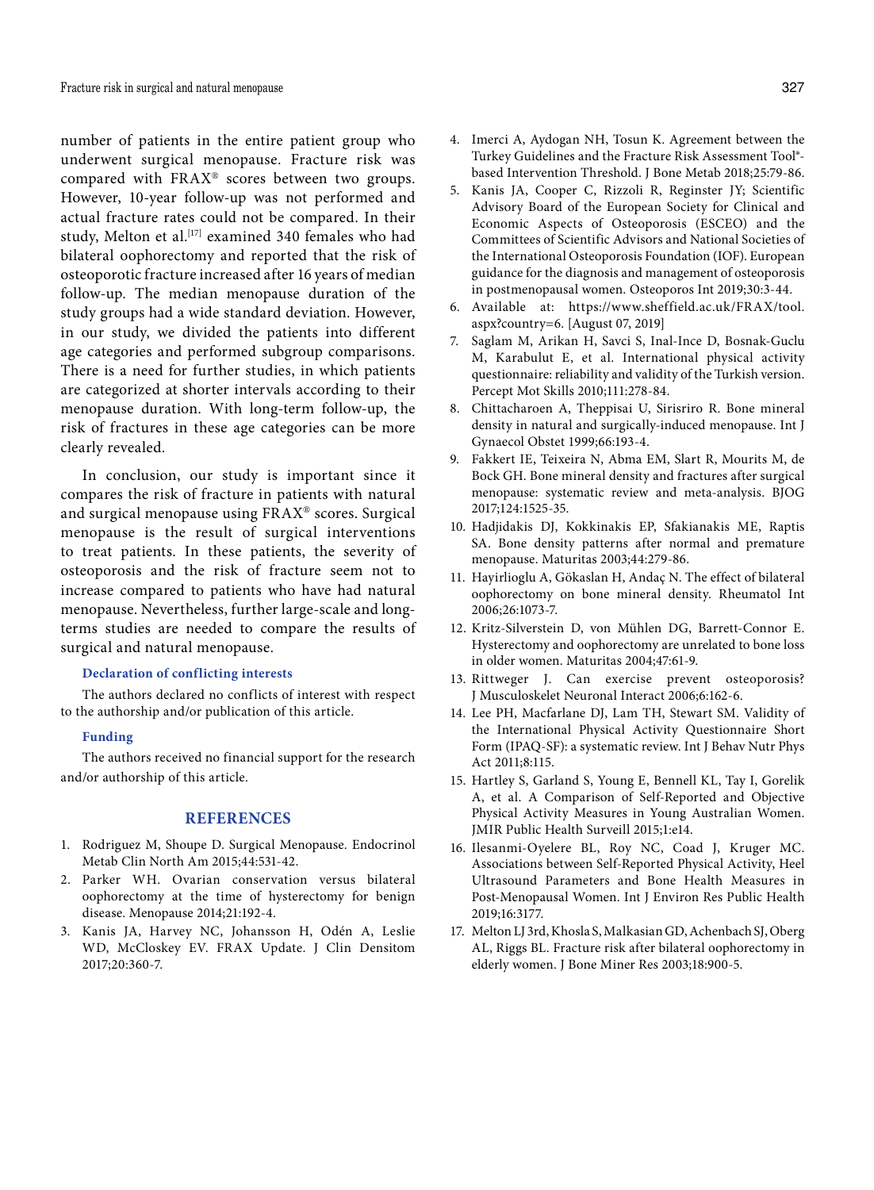number of patients in the entire patient group who underwent surgical menopause. Fracture risk was compared with FRAX® scores between two groups. However, 10-year follow-up was not performed and actual fracture rates could not be compared. In their study, Melton et al.[17] examined 340 females who had bilateral oophorectomy and reported that the risk of osteoporotic fracture increased after 16 years of median follow-up. The median menopause duration of the study groups had a wide standard deviation. However, in our study, we divided the patients into different age categories and performed subgroup comparisons. There is a need for further studies, in which patients are categorized at shorter intervals according to their menopause duration. With long-term follow-up, the risk of fractures in these age categories can be more clearly revealed.

In conclusion, our study is important since it compares the risk of fracture in patients with natural and surgical menopause using FRAX® scores. Surgical menopause is the result of surgical interventions to treat patients. In these patients, the severity of osteoporosis and the risk of fracture seem not to increase compared to patients who have had natural menopause. Nevertheless, further large-scale and long-terms studies are needed to compare the results of surgical and natural menopause.

#### Declaration of conflicting interests

The authors declared no conflicts of interest with respect to the authorship and/or publication of this article.

#### Funding

The authors received no financial support for the research and/or authorship of this article.

## REFERENCES

1. Rodriguez M, Shoupe D. Surgical Menopause. Endocrinol Metab Clin North Am 2015;44:531-42.
2. Parker WH. Ovarian conservation versus bilateral oophorectomy at the time of hysterectomy for benign disease. Menopause 2014;21:192-4.
3. Kanis JA, Harvey NC, Johansson H, Odén A, Leslie WD, McCloskey EV. FRAX Update. J Clin Densitom 2017;20:360-7.
4. Imerci A, Aydogan NH, Tosun K. Agreement between the Turkey Guidelines and the Fracture Risk Assessment Tool®-based Intervention Threshold. J Bone Metab 2018;25:79-86.
5. Kanis JA, Cooper C, Rizzoli R, Reginster JY; Scientific Advisory Board of the European Society for Clinical and Economic Aspects of Osteoporosis (ESCEO) and the Committees of Scientific Advisors and National Societies of the International Osteoporosis Foundation (IOF). European guidance for the diagnosis and management of osteoporosis in postmenopausal women. Osteoporos Int 2019;30:3-44.
6. Available at: https://www.sheffield.ac.uk/FRAX/tool.aspx?country=6. [August 07, 2019]
7. Saglam M, Arikan H, Savci S, Inal-Ince D, Bosnak-Guclu M, Karabulut E, et al. International physical activity questionnaire: reliability and validity of the Turkish version. Percept Mot Skills 2010;111:278-84.
8. Chittacharoen A, Theppisai U, Sirisriro R. Bone mineral density in natural and surgically-induced menopause. Int J Gynaecol Obstet 1999;66:193-4.
9. Fakkert IE, Teixeira N, Abma EM, Slart R, Mourits M, de Bock GH. Bone mineral density and fractures after surgical menopause: systematic review and meta-analysis. BJOG 2017;124:1525-35.
10. Hadjidakis DJ, Kokkinakis EP, Sfakianakis ME, Raptis SA. Bone density patterns after normal and premature menopause. Maturitas 2003;44:279-86.
11. Hayirlioglu A, Gökaslan H, Andaç N. The effect of bilateral oophorectomy on bone mineral density. Rheumatol Int 2006;26:1073-7.
12. Kritz-Silverstein D, von Mühlen DG, Barrett-Connor E. Hysterectomy and oophorectomy are unrelated to bone loss in older women. Maturitas 2004;47:61-9.
13. Rittweger J. Can exercise prevent osteoporosis? J Musculoskelet Neuronal Interact 2006;6:162-6.
14. Lee PH, Macfarlane DJ, Lam TH, Stewart SM. Validity of the International Physical Activity Questionnaire Short Form (IPAQ-SF): a systematic review. Int J Behav Nutr Phys Act 2011;8:115.
15. Hartley S, Garland S, Young E, Bennell KL, Tay I, Gorelik A, et al. A Comparison of Self-Reported and Objective Physical Activity Measures in Young Australian Women. JMIR Public Health Surveill 2015;1:e14.
16. Ilesanmi-Oyelere BL, Roy NC, Coad J, Kruger MC. Associations between Self-Reported Physical Activity, Heel Ultrasound Parameters and Bone Health Measures in Post-Menopausal Women. Int J Environ Res Public Health 2019;16:3177.
17. Melton LJ 3rd, Khosla S, Malkasian GD, Achenbach SJ, Oberg AL, Riggs BL. Fracture risk after bilateral oophorectomy in elderly women. J Bone Miner Res 2003;18:900-5.